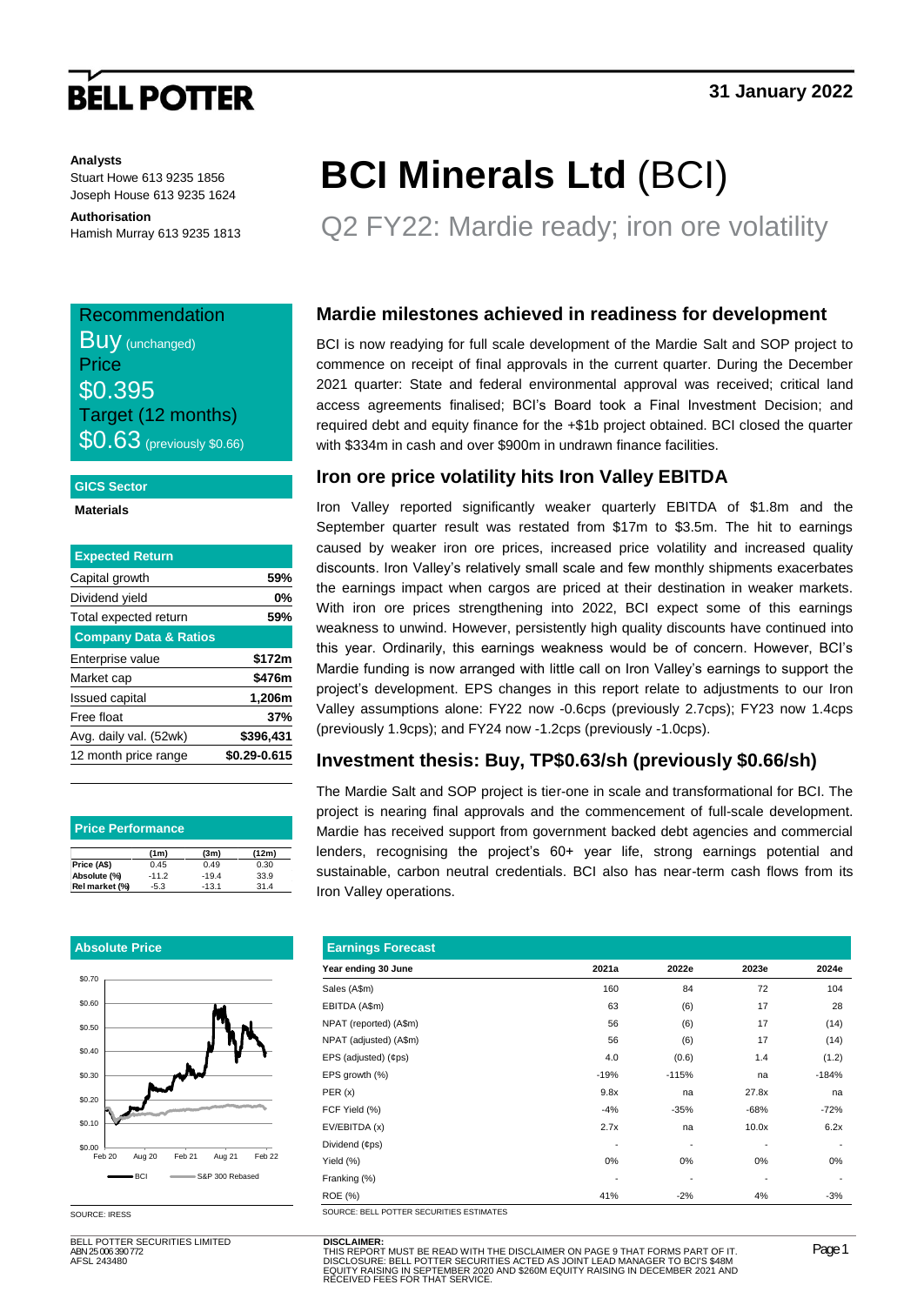**BELL POTTER**

31 January 2022

**Analysts**
Stuart Howe 613 9235 1856
Joseph House 613 9235 1624

**Authorisation**
Hamish Murray 613 9235 1813

# BCI Minerals Ltd (BCI)

## Q2 FY22: Mardie ready; iron ore volatility

**Recommendation**
Buy (unchanged)
**Price**
$0.395
**Target (12 months)**
$0.63 (previously $0.66)

**GICS Sector**
Materials

| Expected Return | |
|---|---|
| Capital growth | 59% |
| Dividend yield | 0% |
| Total expected return | 59% |
| **Company Data & Ratios** | |
| Enterprise value | $172m |
| Market cap | $476m |
| Issued capital | 1,206m |
| Free float | 37% |
| Avg. daily val. (52wk) | $396,431 |
| 12 month price range | $0.29-0.615 |

**Price Performance**

| | (1m) | (3m) | (12m) |
|---|---|---|---|
| Price (A$) | 0.45 | 0.49 | 0.30 |
| Absolute (%) | -11.2 | -19.4 | 33.9 |
| Rel market (%) | -5.3 | -13.1 | 31.4 |

**Absolute Price**

SOURCE: IRESS

### Mardie milestones achieved in readiness for development

BCI is now readying for full scale development of the Mardie Salt and SOP project to commence on receipt of final approvals in the current quarter. During the December 2021 quarter: State and federal environmental approval was received; critical land access agreements finalised; BCI's Board took a Final Investment Decision; and required debt and equity finance for the +$1b project obtained. BCI closed the quarter with $334m in cash and over $900m in undrawn finance facilities.

### Iron ore price volatility hits Iron Valley EBITDA

Iron Valley reported significantly weaker quarterly EBITDA of $1.8m and the September quarter result was restated from $17m to $3.5m. The hit to earnings caused by weaker iron ore prices, increased price volatility and increased quality discounts. Iron Valley's relatively small scale and few monthly shipments exacerbates the earnings impact when cargos are priced at their destination in weaker markets. With iron ore prices strengthening into 2022, BCI expect some of this earnings weakness to unwind. However, persistently high quality discounts have continued into this year. Ordinarily, this earnings weakness would be of concern. However, BCI's Mardie funding is now arranged with little call on Iron Valley's earnings to support the project's development. EPS changes in this report relate to adjustments to our Iron Valley assumptions alone: FY22 now -0.6cps (previously 2.7cps); FY23 now 1.4cps (previously 1.9cps); and FY24 now -1.2cps (previously -1.0cps).

### Investment thesis: Buy, TP$0.63/sh (previously $0.66/sh)

The Mardie Salt and SOP project is tier-one in scale and transformational for BCI. The project is nearing final approvals and the commencement of full-scale development. Mardie has received support from government backed debt agencies and commercial lenders, recognising the project's 60+ year life, strong earnings potential and sustainable, carbon neutral credentials. BCI also has near-term cash flows from its Iron Valley operations.

**Earnings Forecast**

| Year ending 30 June | 2021a | 2022e | 2023e | 2024e |
|---|---|---|---|---|
| Sales (A$m) | 160 | 84 | 72 | 104 |
| EBITDA (A$m) | 63 | (6) | 17 | 28 |
| NPAT (reported) (A$m) | 56 | (6) | 17 | (14) |
| NPAT (adjusted) (A$m) | 56 | (6) | 17 | (14) |
| EPS (adjusted) (¢ps) | 4.0 | (0.6) | 1.4 | (1.2) |
| EPS growth (%) | -19% | -115% | na | -184% |
| PER (x) | 9.8x | na | 27.8x | na |
| FCF Yield (%) | -4% | -35% | -68% | -72% |
| EV/EBITDA (x) | 2.7x | na | 10.0x | 6.2x |
| Dividend (¢ps) | - | - | - | - |
| Yield (%) | 0% | 0% | 0% | 0% |
| Franking (%) | - | - | - | - |
| ROE (%) | 41% | -2% | 4% | -3% |

SOURCE: BELL POTTER SECURITIES ESTIMATES

BELL POTTER SECURITIES LIMITED
ABN 25 006 390 772
AFSL 243480

**DISCLAIMER:**
THIS REPORT MUST BE READ WITH THE DISCLAIMER ON PAGE 9 THAT FORMS PART OF IT.
DISCLOSURE: BELL POTTER SECURITIES ACTED AS JOINT LEAD MANAGER TO BCI'S $48M EQUITY RAISING IN SEPTEMBER 2020 AND $260M EQUITY RAISING IN DECEMBER 2021 AND RECEIVED FEES FOR THAT SERVICE.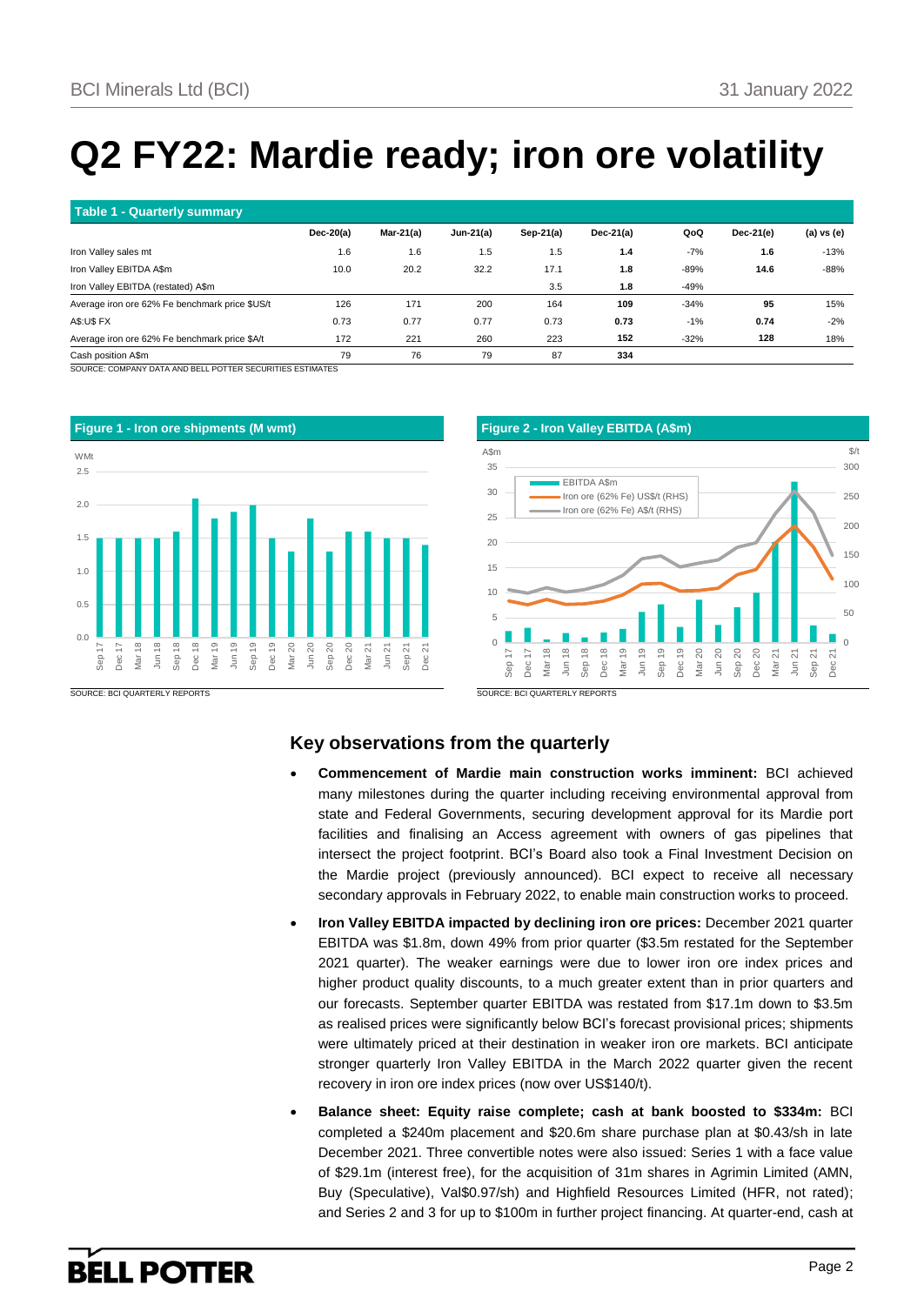# Q2 FY22: Mardie ready; iron ore volatility

**Table 1 - Quarterly summary**

| | Dec-20(a) | Mar-21(a) | Jun-21(a) | Sep-21(a) | Dec-21(a) | QoQ | Dec-21(e) | (a) vs (e) |
|---|---|---|---|---|---|---|---|---|
| Iron Valley sales mt | 1.6 | 1.6 | 1.5 | 1.5 | **1.4** | -7% | **1.6** | -13% |
| Iron Valley EBITDA A$m | 10.0 | 20.2 | 32.2 | 17.1 | **1.8** | -89% | **14.6** | -88% |
| Iron Valley EBITDA (restated) A$m | | | | 3.5 | **1.8** | -49% | | |
| Average iron ore 62% Fe benchmark price $US/t | 126 | 171 | 200 | 164 | **109** | -34% | **95** | 15% |
| A$:US$ FX | 0.73 | 0.77 | 0.77 | 0.73 | **0.73** | -1% | **0.74** | -2% |
| Average iron ore 62% Fe benchmark price $A/t | 172 | 221 | 260 | 223 | **152** | -32% | **128** | 18% |
| Cash position A$m | 79 | 76 | 79 | 87 | **334** | | | |

SOURCE: COMPANY DATA AND BELL POTTER SECURITIES ESTIMATES

**Figure 1 - Iron ore shipments (M wmt)**

SOURCE: BCI QUARTERLY REPORTS

**Figure 2 - Iron Valley EBITDA (A$m)**

SOURCE: BCI QUARTERLY REPORTS

## Key observations from the quarterly

- **Commencement of Mardie main construction works imminent:** BCI achieved many milestones during the quarter including receiving environmental approval from state and Federal Governments, securing development approval for its Mardie port facilities and finalising an Access agreement with owners of gas pipelines that intersect the project footprint. BCI's Board also took a Final Investment Decision on the Mardie project (previously announced). BCI expect to receive all necessary secondary approvals in February 2022, to enable main construction works to proceed.
- **Iron Valley EBITDA impacted by declining iron ore prices:** December 2021 quarter EBITDA was $1.8m, down 49% from prior quarter ($3.5m restated for the September 2021 quarter). The weaker earnings were due to lower iron ore index prices and higher product quality discounts, to a much greater extent than in prior quarters and our forecasts. September quarter EBITDA was restated from $17.1m down to $3.5m as realised prices were significantly below BCI's forecast provisional prices; shipments were ultimately priced at their destination in weaker iron ore markets. BCI anticipate stronger quarterly Iron Valley EBITDA in the March 2022 quarter given the recent recovery in iron ore index prices (now over US$140/t).
- **Balance sheet: Equity raise complete; cash at bank boosted to $334m:** BCI completed a $240m placement and $20.6m share purchase plan at $0.43/sh in late December 2021. Three convertible notes were also issued: Series 1 with a face value of $29.1m (interest free), for the acquisition of 31m shares in Agrimin Limited (AMN, Buy (Speculative), Val$0.97/sh) and Highfield Resources Limited (HFR, not rated); and Series 2 and 3 for up to $100m in further project financing. At quarter-end, cash at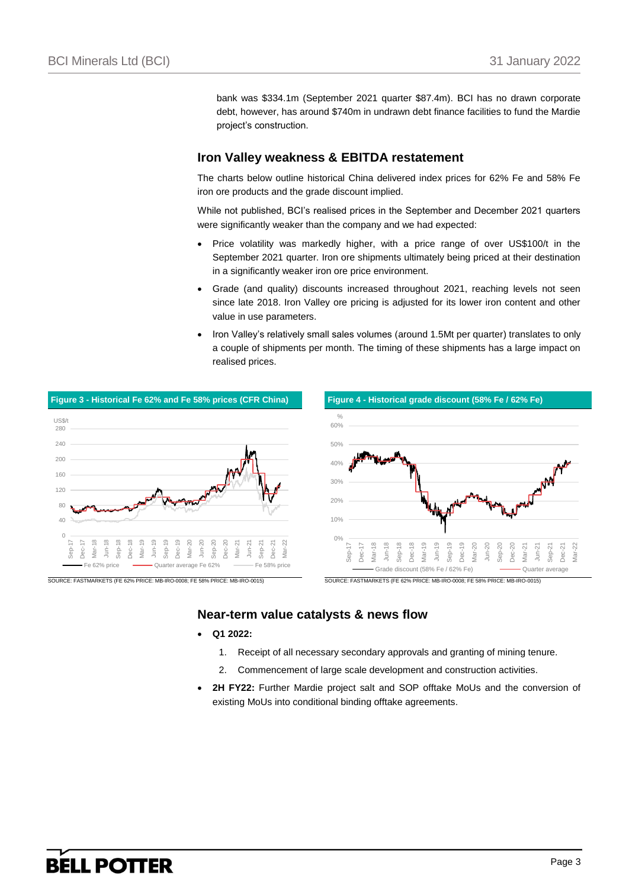bank was $334.1m (September 2021 quarter $87.4m). BCI has no drawn corporate debt, however, has around $740m in undrawn debt finance facilities to fund the Mardie project's construction.

## Iron Valley weakness & EBITDA restatement

The charts below outline historical China delivered index prices for 62% Fe and 58% Fe iron ore products and the grade discount implied.

While not published, BCI's realised prices in the September and December 2021 quarters were significantly weaker than the company and we had expected:

- Price volatility was markedly higher, with a price range of over US$100/t in the September 2021 quarter. Iron ore shipments ultimately being priced at their destination in a significantly weaker iron ore price environment.
- Grade (and quality) discounts increased throughout 2021, reaching levels not seen since late 2018. Iron Valley ore pricing is adjusted for its lower iron content and other value in use parameters.
- Iron Valley's relatively small sales volumes (around 1.5Mt per quarter) translates to only a couple of shipments per month. The timing of these shipments has a large impact on realised prices.

**Figure 3 - Historical Fe 62% and Fe 58% prices (CFR China)**

SOURCE: FASTMARKETS (FE 62% PRICE: MB-IRO-0008; FE 58% PRICE: MB-IRO-0015)

**Figure 4 - Historical grade discount (58% Fe / 62% Fe)**

SOURCE: FASTMARKETS (FE 62% PRICE: MB-IRO-0008; FE 58% PRICE: MB-IRO-0015)

## Near-term value catalysts & news flow

- **Q1 2022:**
  1. Receipt of all necessary secondary approvals and granting of mining tenure.
  2. Commencement of large scale development and construction activities.
- **2H FY22:** Further Mardie project salt and SOP offtake MoUs and the conversion of existing MoUs into conditional binding offtake agreements.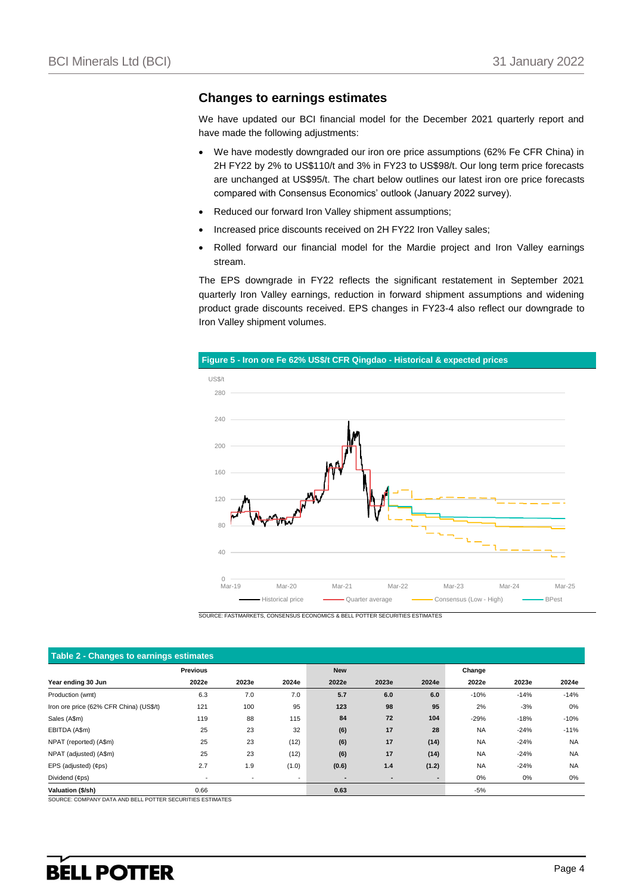## Changes to earnings estimates

We have updated our BCI financial model for the December 2021 quarterly report and have made the following adjustments:

- We have modestly downgraded our iron ore price assumptions (62% Fe CFR China) in 2H FY22 by 2% to US$110/t and 3% in FY23 to US$98/t. Our long term price forecasts are unchanged at US$95/t. The chart below outlines our latest iron ore price forecasts compared with Consensus Economics' outlook (January 2022 survey).
- Reduced our forward Iron Valley shipment assumptions;
- Increased price discounts received on 2H FY22 Iron Valley sales;
- Rolled forward our financial model for the Mardie project and Iron Valley earnings stream.

The EPS downgrade in FY22 reflects the significant restatement in September 2021 quarterly Iron Valley earnings, reduction in forward shipment assumptions and widening product grade discounts received. EPS changes in FY23-4 also reflect our downgrade to Iron Valley shipment volumes.

**Figure 5 - Iron ore Fe 62% US$/t CFR Qingdao - Historical & expected prices**

SOURCE: FASTMARKETS, CONSENSUS ECONOMICS & BELL POTTER SECURITIES ESTIMATES

**Table 2 - Changes to earnings estimates**

| | Previous | | | New | | | Change | | |
|---|---|---|---|---|---|---|---|---|---|
| Year ending 30 Jun | 2022e | 2023e | 2024e | 2022e | 2023e | 2024e | 2022e | 2023e | 2024e |
| Production (wmt) | 6.3 | 7.0 | 7.0 | **5.7** | **6.0** | **6.0** | -10% | -14% | -14% |
| Iron ore price (62% Fe CFR China) (US$/t) | 121 | 100 | 95 | **123** | **98** | **95** | 2% | -3% | 0% |
| Sales (A$m) | 119 | 88 | 115 | **84** | **72** | **104** | -29% | -18% | -10% |
| EBITDA (A$m) | 25 | 23 | 32 | **(6)** | **17** | **28** | NA | -24% | -11% |
| NPAT (reported) (A$m) | 25 | 23 | (12) | **(6)** | **17** | **(14)** | NA | -24% | NA |
| NPAT (adjusted) (A$m) | 25 | 23 | (12) | **(6)** | **17** | **(14)** | NA | -24% | NA |
| EPS (adjusted) (¢ps) | 2.7 | 1.9 | (1.0) | **(0.6)** | **1.4** | **(1.2)** | NA | -24% | NA |
| Dividend (¢ps) | - | - | - | **-** | **-** | **-** | 0% | 0% | 0% |
| **Valuation ($/sh)** | 0.66 | | | **0.63** | | | -5% | | |

SOURCE: COMPANY DATA AND BELL POTTER SECURITIES ESTIMATES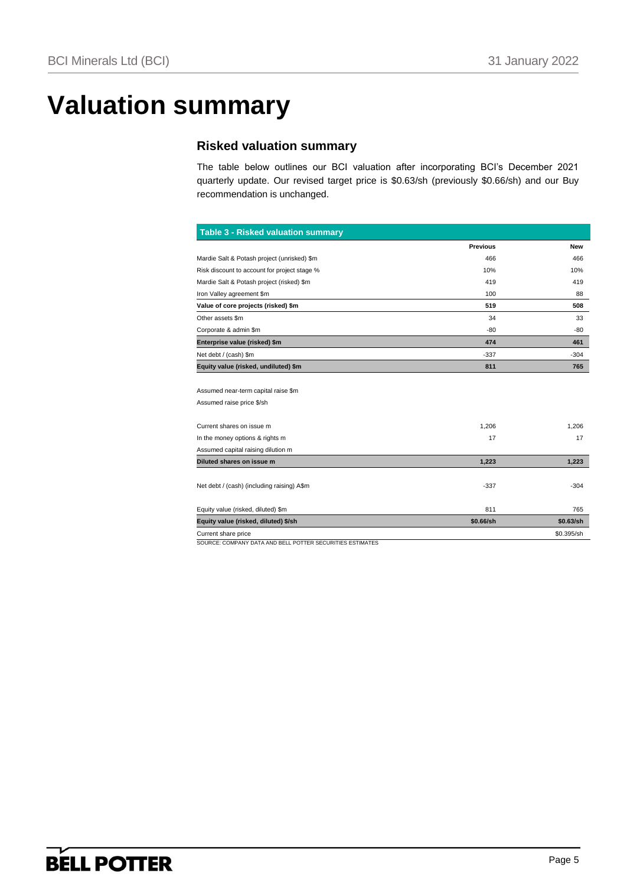# Valuation summary

## Risked valuation summary

The table below outlines our BCI valuation after incorporating BCI's December 2021 quarterly update. Our revised target price is $0.63/sh (previously $0.66/sh) and our Buy recommendation is unchanged.

**Table 3 - Risked valuation summary**

| | Previous | New |
|---|---|---|
| Mardie Salt & Potash project (unrisked) $m | 466 | 466 |
| Risk discount to account for project stage % | 10% | 10% |
| Mardie Salt & Potash project (risked) $m | 419 | 419 |
| Iron Valley agreement $m | 100 | 88 |
| **Value of core projects (risked) $m** | **519** | **508** |
| Other assets $m | 34 | 33 |
| Corporate & admin $m | -80 | -80 |
| **Enterprise value (risked) $m** | **474** | **461** |
| Net debt / (cash) $m | -337 | -304 |
| **Equity value (risked, undiluted) $m** | **811** | **765** |
| | | |
| Assumed near-term capital raise $m | | |
| Assumed raise price $/sh | | |
| | | |
| Current shares on issue m | 1,206 | 1,206 |
| In the money options & rights m | 17 | 17 |
| Assumed capital raising dilution m | | |
| **Diluted shares on issue m** | **1,223** | **1,223** |
| | | |
| Net debt / (cash) (including raising) A$m | -337 | -304 |
| | | |
| Equity value (risked, diluted) $m | 811 | 765 |
| **Equity value (risked, diluted) $/sh** | **$0.66/sh** | **$0.63/sh** |
| Current share price | | $0.395/sh |

SOURCE: COMPANY DATA AND BELL POTTER SECURITIES ESTIMATES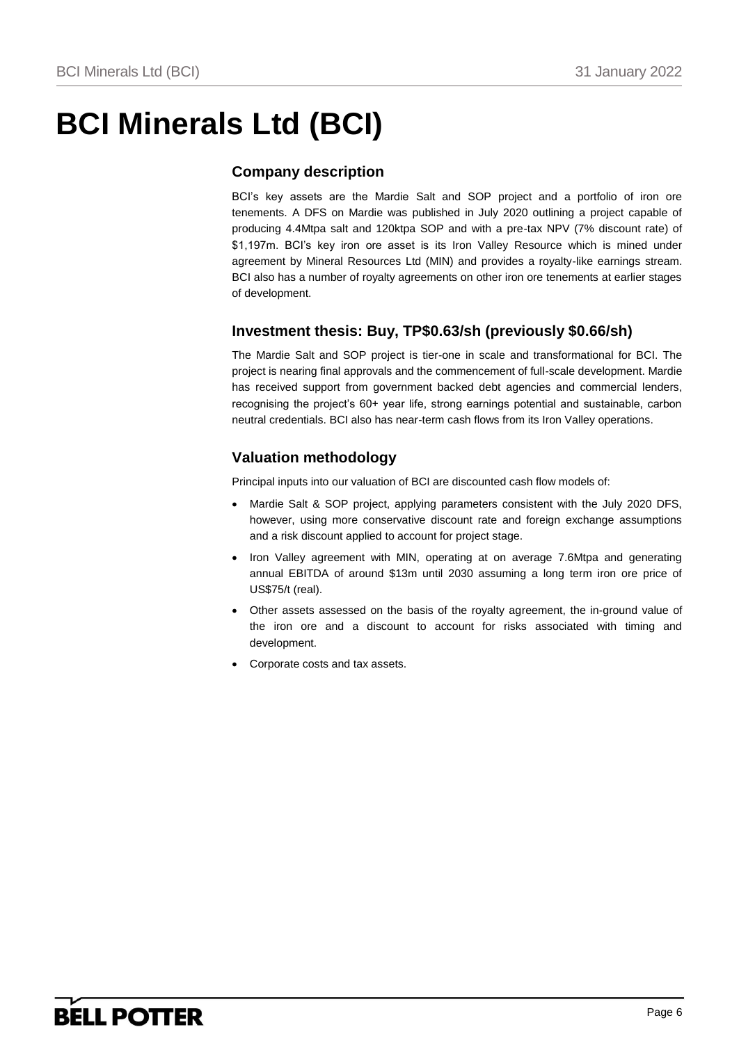# BCI Minerals Ltd (BCI)

## Company description

BCI's key assets are the Mardie Salt and SOP project and a portfolio of iron ore tenements. A DFS on Mardie was published in July 2020 outlining a project capable of producing 4.4Mtpa salt and 120ktpa SOP and with a pre-tax NPV (7% discount rate) of $1,197m. BCI's key iron ore asset is its Iron Valley Resource which is mined under agreement by Mineral Resources Ltd (MIN) and provides a royalty-like earnings stream. BCI also has a number of royalty agreements on other iron ore tenements at earlier stages of development.

## Investment thesis: Buy, TP$0.63/sh (previously $0.66/sh)

The Mardie Salt and SOP project is tier-one in scale and transformational for BCI. The project is nearing final approvals and the commencement of full-scale development. Mardie has received support from government backed debt agencies and commercial lenders, recognising the project's 60+ year life, strong earnings potential and sustainable, carbon neutral credentials. BCI also has near-term cash flows from its Iron Valley operations.

## Valuation methodology

Principal inputs into our valuation of BCI are discounted cash flow models of:

- Mardie Salt & SOP project, applying parameters consistent with the July 2020 DFS, however, using more conservative discount rate and foreign exchange assumptions and a risk discount applied to account for project stage.
- Iron Valley agreement with MIN, operating at on average 7.6Mtpa and generating annual EBITDA of around $13m until 2030 assuming a long term iron ore price of US$75/t (real).
- Other assets assessed on the basis of the royalty agreement, the in-ground value of the iron ore and a discount to account for risks associated with timing and development.
- Corporate costs and tax assets.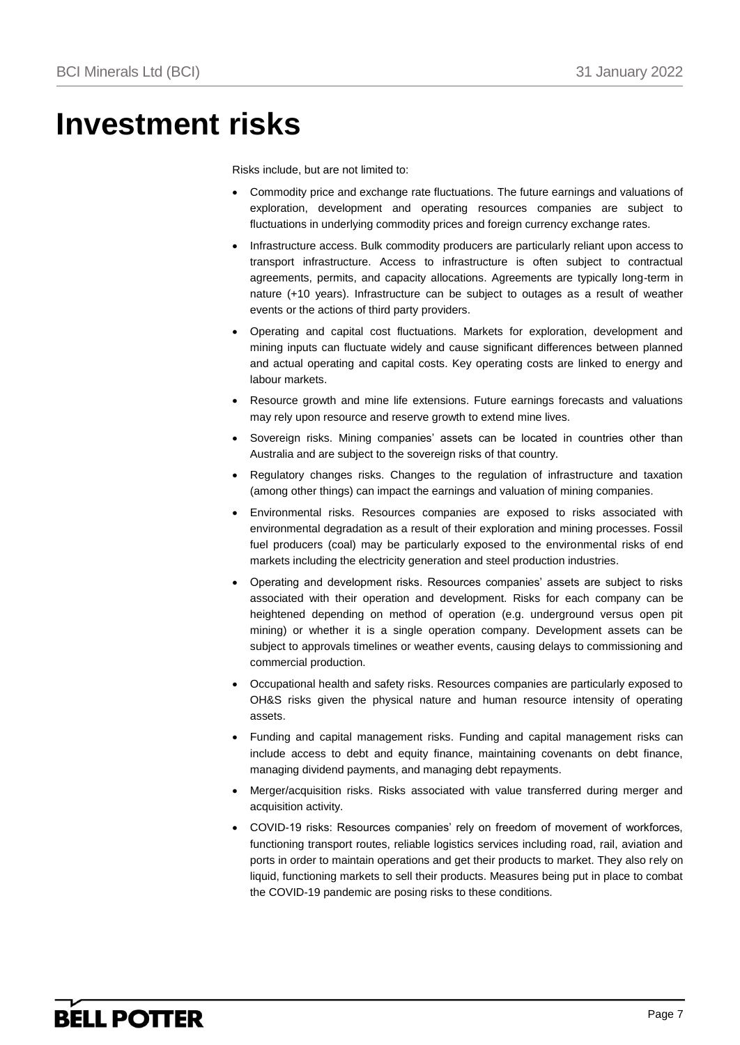# Investment risks

Risks include, but are not limited to:

- Commodity price and exchange rate fluctuations. The future earnings and valuations of exploration, development and operating resources companies are subject to fluctuations in underlying commodity prices and foreign currency exchange rates.
- Infrastructure access. Bulk commodity producers are particularly reliant upon access to transport infrastructure. Access to infrastructure is often subject to contractual agreements, permits, and capacity allocations. Agreements are typically long-term in nature (+10 years). Infrastructure can be subject to outages as a result of weather events or the actions of third party providers.
- Operating and capital cost fluctuations. Markets for exploration, development and mining inputs can fluctuate widely and cause significant differences between planned and actual operating and capital costs. Key operating costs are linked to energy and labour markets.
- Resource growth and mine life extensions. Future earnings forecasts and valuations may rely upon resource and reserve growth to extend mine lives.
- Sovereign risks. Mining companies' assets can be located in countries other than Australia and are subject to the sovereign risks of that country.
- Regulatory changes risks. Changes to the regulation of infrastructure and taxation (among other things) can impact the earnings and valuation of mining companies.
- Environmental risks. Resources companies are exposed to risks associated with environmental degradation as a result of their exploration and mining processes. Fossil fuel producers (coal) may be particularly exposed to the environmental risks of end markets including the electricity generation and steel production industries.
- Operating and development risks. Resources companies' assets are subject to risks associated with their operation and development. Risks for each company can be heightened depending on method of operation (e.g. underground versus open pit mining) or whether it is a single operation company. Development assets can be subject to approvals timelines or weather events, causing delays to commissioning and commercial production.
- Occupational health and safety risks. Resources companies are particularly exposed to OH&S risks given the physical nature and human resource intensity of operating assets.
- Funding and capital management risks. Funding and capital management risks can include access to debt and equity finance, maintaining covenants on debt finance, managing dividend payments, and managing debt repayments.
- Merger/acquisition risks. Risks associated with value transferred during merger and acquisition activity.
- COVID-19 risks: Resources companies' rely on freedom of movement of workforces, functioning transport routes, reliable logistics services including road, rail, aviation and ports in order to maintain operations and get their products to market. They also rely on liquid, functioning markets to sell their products. Measures being put in place to combat the COVID-19 pandemic are posing risks to these conditions.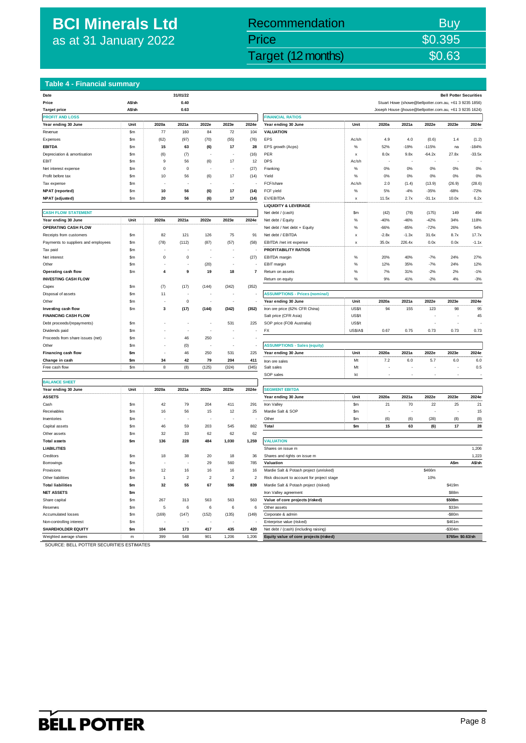# BCI Minerals Ltd
as at 31 January 2022

| Recommendation | Buy |
|---|---|
| Price | $0.395 |
| Target (12 months) | $0.63 |

## Table 4 - Financial summary

| Date | | 31/01/22 |
|---|---|---|
| Price | A$/sh | 0.40 |
| Target price | A$/sh | 0.63 |

Bell Potter Securities
Stuart Howe (showe@bellpotter.com.au, +61 3 9235 1856)
Joseph House (jhouse@bellpotter.com.au, +61 3 9235 1624)

### PROFIT AND LOSS

| Year ending 30 June | Unit | 2020a | 2021a | 2022e | 2023e | 2024e |
|---|---|---|---|---|---|---|
| Revenue | $m | 77 | 160 | 84 | 72 | 104 |
| Expenses | $m | (62) | (97) | (70) | (55) | (76) |
| **EBITDA** | $m | **15** | **63** | **(6)** | **17** | **28** |
| Depreciation & amortisation | $m | (6) | (7) | - | - | (16) |
| EBIT | $m | 9 | 56 | (6) | 17 | 12 |
| Net interest expense | $m | 0 | 0 | - | - | (27) |
| Profit before tax | $m | 10 | 56 | (6) | 17 | (14) |
| Tax expense | $m | - | - | - | - | - |
| **NPAT (reported)** | $m | **10** | **56** | **(6)** | **17** | **(14)** |
| **NPAT (adjusted)** | $m | **20** | **56** | **(6)** | **17** | **(14)** |

### CASH FLOW STATEMENT

| Year ending 30 June | Unit | 2020a | 2021a | 2022e | 2023e | 2024e |
|---|---|---|---|---|---|---|
| **OPERATING CASH FLOW** | | | | | | |
| Receipts from customers | $m | 82 | 121 | 126 | 75 | 91 |
| Payments to suppliers and employees | $m | (78) | (112) | (87) | (57) | (58) |
| Tax paid | $m | - | - | - | - | - |
| Net interest | $m | 0 | 0 | - | - | (27) |
| Other | $m | - | - | (20) | - | - |
| **Operating cash flow** | $m | **4** | **9** | **19** | **18** | **7** |
| **INVESTING CASH FLOW** | | | | | | |
| Capex | $m | (7) | (17) | (144) | (342) | (352) |
| Disposal of assets | $m | 11 | - | - | - | - |
| Other | $m | - | 0 | - | - | - |
| **Investing cash flow** | $m | **3** | **(17)** | **(144)** | **(342)** | **(352)** |
| **FINANCING CASH FLOW** | | | | | | |
| Debt proceeds/(repayments) | $m | - | - | - | 531 | 225 |
| Dividends paid | $m | - | - | - | - | - |
| Proceeds from share issues (net) | $m | - | 46 | 250 | - | - |
| Other | $m | - | (0) | - | - | - |
| **Financing cash flow** | **$m** | **-** | **46** | **250** | **531** | **225** |
| **Change in cash** | **$m** | **34** | **42** | **79** | **204** | **411** |
| Free cash flow | $m | 8 | (8) | (125) | (324) | (345) |

### BALANCE SHEET

| Year ending 30 June | Unit | 2020a | 2021a | 2022e | 2023e | 2024e |
|---|---|---|---|---|---|---|
| **ASSETS** | | | | | | |
| Cash | $m | 42 | 79 | 204 | 411 | 291 |
| Receivables | $m | 16 | 56 | 15 | 12 | 25 |
| Inventories | $m | - | - | - | - | - |
| Capital assets | $m | 46 | 59 | 203 | 545 | 882 |
| Other assets | $m | 32 | 33 | 62 | 62 | 62 |
| **Total assets** | **$m** | **136** | **228** | **484** | **1,030** | **1,259** |
| **LIABILITIES** | | | | | | |
| Creditors | $m | 18 | 38 | 20 | 18 | 36 |
| Borrowings | $m | - | - | 29 | 560 | 785 |
| Provisions | $m | 12 | 16 | 16 | 16 | 16 |
| Other liabilities | $m | 1 | 2 | 2 | 2 | 2 |
| **Total liabilities** | **$m** | **32** | **55** | **67** | **596** | **839** |
| **NET ASSETS** | **$m** | | | | | |
| Share capital | $m | 267 | 313 | 563 | 563 | 563 |
| Reserves | $m | 5 | 6 | 6 | 6 | 6 |
| Accumulated losses | $m | (169) | (147) | (152) | (135) | (149) |
| Non-controlling interest | $m | - | - | - | - | - |
| **SHAREHOLDER EQUITY** | **$m** | **104** | **173** | **417** | **435** | **420** |
| Weighted average shares | m | 399 | 548 | 901 | 1,206 | 1,206 |

### FINANCIAL RATIOS

| Year ending 30 June | Unit | 2020a | 2021a | 2022e | 2023e | 2024e |
|---|---|---|---|---|---|---|
| **VALUATION** | | | | | | |
| EPS | Ac/sh | 4.9 | 4.0 | (0.6) | 1.4 | (1.2) |
| EPS growth (Acps) | % | 52% | -19% | -115% | na | -184% |
| PER | x | 8.0x | 9.8x | -64.2x | 27.8x | -33.5x |
| DPS | Ac/sh | - | - | - | - | - |
| Franking | % | 0% | 0% | 0% | 0% | 0% |
| Yield | % | 0% | 0% | 0% | 0% | 0% |
| FCF/share | Ac/sh | 2.0 | (1.4) | (13.9) | (26.9) | (28.6) |
| FCF yield | % | 5% | -4% | -35% | -68% | -72% |
| EV/EBITDA | x | 11.5x | 2.7x | -31.1x | 10.0x | 6.2x |
| **LIQUIDITY & LEVERAGE** | | | | | | |
| Net debt / (cash) | $m | (42) | (79) | (175) | 149 | 494 |
| Net debt / Equity | % | -40% | -46% | -42% | 34% | 118% |
| Net debt / Net debt + Equity | % | -66% | -85% | -72% | 26% | 54% |
| Net debt / EBITDA | x | -2.8x | -1.3x | 31.6x | 8.7x | 17.7x |
| EBITDA /net int expense | x | 35.0x | 226.4x | 0.0x | 0.0x | -1.1x |
| **PROFITABILITY RATIOS** | | | | | | |
| EBITDA margin | % | 20% | 40% | -7% | 24% | 27% |
| EBIT margin | % | 12% | 35% | -7% | 24% | 12% |
| Return on assets | % | 7% | 31% | -2% | 2% | -1% |
| Return on equity | % | 9% | 41% | -2% | 4% | -3% |

### ASSUMPTIONS - Prices (nominal)

| Year ending 30 June | Unit | 2020a | 2021a | 2022e | 2023e | 2024e |
|---|---|---|---|---|---|---|
| Iron ore price (62% CFR China) | US$/t | 94 | 155 | 123 | 98 | 95 |
| Salt price (CFR Asia) | US$/t | | | - | - | 45 |
| SOP price (FOB Australia) | US$/t | | | - | - | - |
| FX | US$/A$ | 0.67 | 0.75 | 0.73 | 0.73 | 0.73 |

### ASSUMPTIONS - Sales (equity)

| Year ending 30 June | Unit | 2020a | 2021a | 2022e | 2023e | 2024e |
|---|---|---|---|---|---|---|
| Iron ore sales | Mt | 7.2 | 6.0 | 5.7 | 6.0 | 6.0 |
| Salt sales | Mt | - | - | - | - | 0.5 |
| SOP sales | kt | - | - | - | - | - |

### SEGMENT EBITDA

| Year ending 30 June | Unit | 2020a | 2021a | 2022e | 2023e | 2024e |
|---|---|---|---|---|---|---|
| Iron Valley | $m | 21 | 70 | 22 | 25 | 21 |
| Mardie Salt & SOP | $m | - | - | - | - | 15 |
| Other | $m | (6) | (6) | (28) | (8) | (8) |
| **Total** | **$m** | **15** | **63** | **(6)** | **17** | **28** |

### VALUATION

| | | | |
|---|---|---|---|
| Shares on issue m | | | 1,206 |
| Shares and rights on issue m | | | 1,223 |
| **Valuation** | | **A$m** | **A$/sh** |
| Mardie Salt & Potash project (unrisked) | $466m | | |
| Risk discount to account for project stage | 10% | | |
| Mardie Salt & Potash project (risked) | | $419m | |
| Iron Valley agreement | | $88m | |
| **Value of core projects (risked)** | | **$508m** | |
| Other assets | | $33m | |
| Corporate & admin | | -$80m | |
| Enterprise value (risked) | | $461m | |
| Net debt / (cash) (including raising) | | -$304m | |
| **Equity value of core projects (risked)** | | **$765m** | **$0.63/sh** |

SOURCE: BELL POTTER SECURITIES ESTIMATES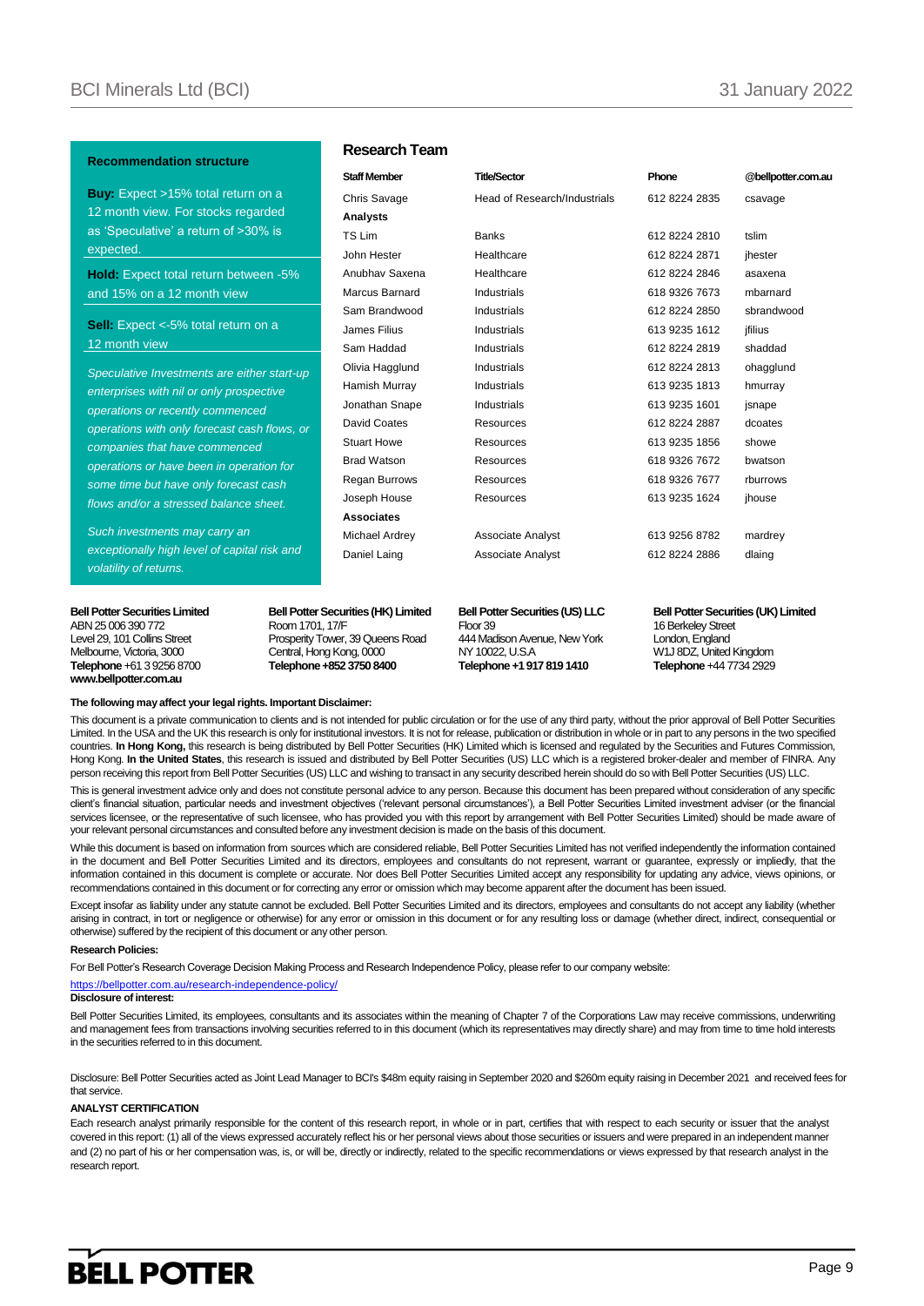### Recommendation structure

**Buy:** Expect >15% total return on a 12 month view. For stocks regarded as 'Speculative' a return of >30% is expected.

**Hold:** Expect total return between -5% and 15% on a 12 month view

**Sell:** Expect <-5% total return on a 12 month view

*Speculative Investments are either start-up enterprises with nil or only prospective operations or recently commenced operations with only forecast cash flows, or companies that have commenced operations or have been in operation for some time but have only forecast cash flows and/or a stressed balance sheet.*

*Such investments may carry an exceptionally high level of capital risk and volatility of returns.*

## Research Team

| Staff Member | Title/Sector | Phone | @bellpotter.com.au |
|---|---|---|---|
| Chris Savage | Head of Research/Industrials | 612 8224 2835 | csavage |
| **Analysts** | | | |
| TS Lim | Banks | 612 8224 2810 | tslim |
| John Hester | Healthcare | 612 8224 2871 | jhester |
| Anubhav Saxena | Healthcare | 612 8224 2846 | asaxena |
| Marcus Barnard | Industrials | 618 9326 7673 | mbarnard |
| Sam Brandwood | Industrials | 612 8224 2850 | sbrandwood |
| James Filius | Industrials | 613 9235 1612 | jfilius |
| Sam Haddad | Industrials | 612 8224 2819 | shaddad |
| Olivia Hagglund | Industrials | 612 8224 2813 | ohagglund |
| Hamish Murray | Industrials | 613 9235 1813 | hmurray |
| Jonathan Snape | Industrials | 613 9235 1601 | jsnape |
| David Coates | Resources | 612 8224 2887 | dcoates |
| Stuart Howe | Resources | 613 9235 1856 | showe |
| Brad Watson | Resources | 618 9326 7672 | bwatson |
| Regan Burrows | Resources | 618 9326 7677 | rburrows |
| Joseph House | Resources | 613 9235 1624 | jhouse |
| **Associates** | | | |
| Michael Ardrey | Associate Analyst | 613 9256 8782 | mardrey |
| Daniel Laing | Associate Analyst | 612 8224 2886 | dlaing |

**Bell Potter Securities Limited**
ABN 25 006 390 772
Level 29, 101 Collins Street
Melbourne, Victoria, 3000
**Telephone** +61 3 9256 8700
**www.bellpotter.com.au**

**Bell Potter Securities (HK) Limited**
Room 1701, 17/F
Prosperity Tower, 39 Queens Road
Central, Hong Kong, 0000
**Telephone +852 3750 8400**

**Bell Potter Securities (US) LLC**
Floor 39
444 Madison Avenue, New York
NY 10022, U.S.A
**Telephone +1 917 819 1410**

**Bell Potter Securities (UK) Limited**
16 Berkeley Street
London, England
W1J 8DZ, United Kingdom
**Telephone** +44 7734 2929

**The following may affect your legal rights. Important Disclaimer:**

This document is a private communication to clients and is not intended for public circulation or for the use of any third party, without the prior approval of Bell Potter Securities Limited. In the USA and the UK this research is only for institutional investors. It is not for release, publication or distribution in whole or in part to any persons in the two specified countries. **In Hong Kong,** this research is being distributed by Bell Potter Securities (HK) Limited which is licensed and regulated by the Securities and Futures Commission, Hong Kong. **In the United States**, this research is issued and distributed by Bell Potter Securities (US) LLC which is a registered broker-dealer and member of FINRA. Any person receiving this report from Bell Potter Securities (US) LLC and wishing to transact in any security described herein should do so with Bell Potter Securities (US) LLC.

This is general investment advice only and does not constitute personal advice to any person. Because this document has been prepared without consideration of any specific client's financial situation, particular needs and investment objectives ('relevant personal circumstances'), a Bell Potter Securities Limited investment adviser (or the financial services licensee, or the representative of such licensee, who has provided you with this report by arrangement with Bell Potter Securities Limited) should be made aware of your relevant personal circumstances and consulted before any investment decision is made on the basis of this document.

While this document is based on information from sources which are considered reliable, Bell Potter Securities Limited has not verified independently the information contained in the document and Bell Potter Securities Limited and its directors, employees and consultants do not represent, warrant or guarantee, expressly or impliedly, that the information contained in this document is complete or accurate. Nor does Bell Potter Securities Limited accept any responsibility for updating any advice, views opinions, or recommendations contained in this document or for correcting any error or omission which may become apparent after the document has been issued.

Except insofar as liability under any statute cannot be excluded. Bell Potter Securities Limited and its directors, employees and consultants do not accept any liability (whether arising in contract, in tort or negligence or otherwise) for any error or omission in this document or for any resulting loss or damage (whether direct, indirect, consequential or otherwise) suffered by the recipient of this document or any other person.

**Research Policies:**

For Bell Potter's Research Coverage Decision Making Process and Research Independence Policy, please refer to our company website:

https://bellpotter.com.au/research-independence-policy/

**Disclosure of interest:**

Bell Potter Securities Limited, its employees, consultants and its associates within the meaning of Chapter 7 of the Corporations Law may receive commissions, underwriting and management fees from transactions involving securities referred to in this document (which its representatives may directly share) and may from time to time hold interests in the securities referred to in this document.

Disclosure: Bell Potter Securities acted as Joint Lead Manager to BCI's $48m equity raising in September 2020 and $260m equity raising in December 2021 and received fees for that service.

**ANALYST CERTIFICATION**

Each research analyst primarily responsible for the content of this research report, in whole or in part, certifies that with respect to each security or issuer that the analyst covered in this report: (1) all of the views expressed accurately reflect his or her personal views about those securities or issuers and were prepared in an independent manner and (2) no part of his or her compensation was, is, or will be, directly or indirectly, related to the specific recommendations or views expressed by that research analyst in the research report.